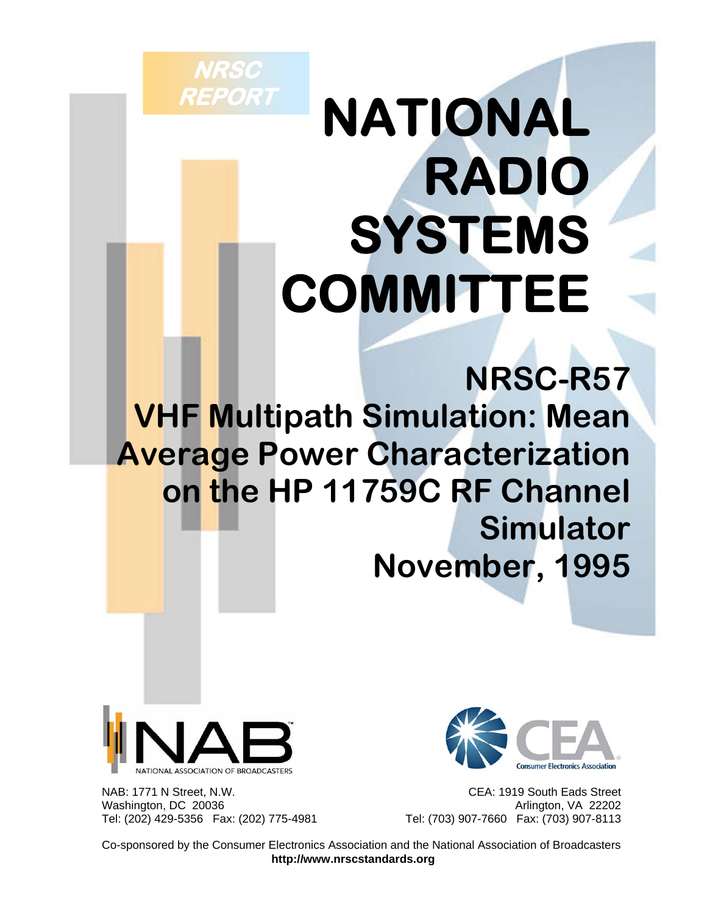NRSC REPORT

# NATIONAL RADIO SYSTEMS COMMITTEE

## NRSC-R57

## VHF Multipath Simulation: Mean Average Power Characterization on the HP 11759C RF Channel Simulator

## November, 1995

NAB: 1771 N Street, N.W.
Washington, DC 20036
Tel: (202) 429-5356 Fax: (202) 775-4981

CEA: 1919 South Eads Street
Arlington, VA 22202
Tel: (703) 907-7660 Fax: (703) 907-8113

Co-sponsored by the Consumer Electronics Association and the National Association of Broadcasters
**http://www.nrscstandards.org**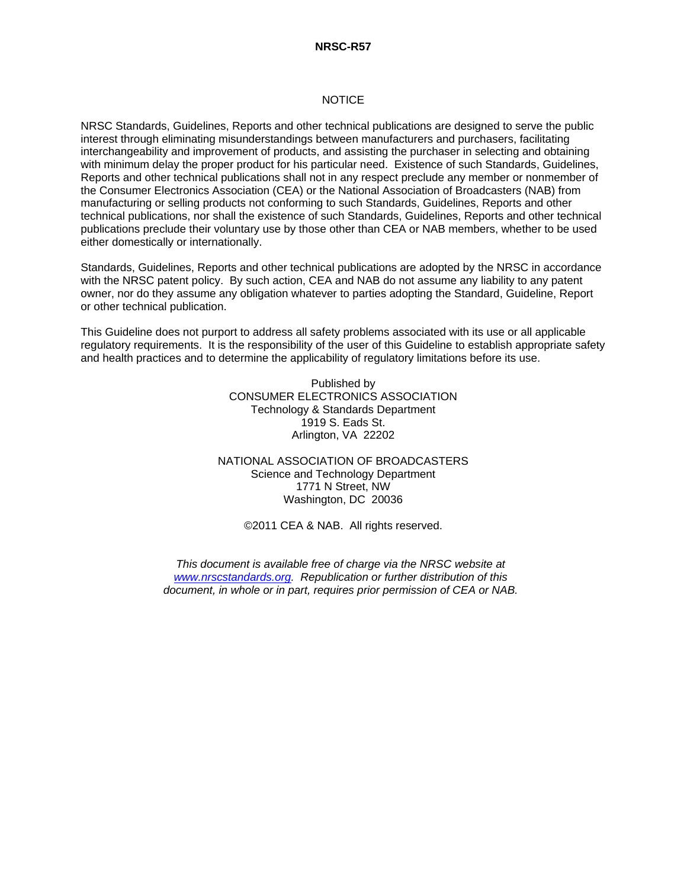## NOTICE

NRSC Standards, Guidelines, Reports and other technical publications are designed to serve the public interest through eliminating misunderstandings between manufacturers and purchasers, facilitating interchangeability and improvement of products, and assisting the purchaser in selecting and obtaining with minimum delay the proper product for his particular need. Existence of such Standards, Guidelines, Reports and other technical publications shall not in any respect preclude any member or nonmember of the Consumer Electronics Association (CEA) or the National Association of Broadcasters (NAB) from manufacturing or selling products not conforming to such Standards, Guidelines, Reports and other technical publications, nor shall the existence of such Standards, Guidelines, Reports and other technical publications preclude their voluntary use by those other than CEA or NAB members, whether to be used either domestically or internationally.

Standards, Guidelines, Reports and other technical publications are adopted by the NRSC in accordance with the NRSC patent policy. By such action, CEA and NAB do not assume any liability to any patent owner, nor do they assume any obligation whatever to parties adopting the Standard, Guideline, Report or other technical publication.

This Guideline does not purport to address all safety problems associated with its use or all applicable regulatory requirements. It is the responsibility of the user of this Guideline to establish appropriate safety and health practices and to determine the applicability of regulatory limitations before its use.

Published by
CONSUMER ELECTRONICS ASSOCIATION
Technology & Standards Department
1919 S. Eads St.
Arlington, VA 22202

NATIONAL ASSOCIATION OF BROADCASTERS
Science and Technology Department
1771 N Street, NW
Washington, DC 20036

©2011 CEA & NAB. All rights reserved.

*This document is available free of charge via the NRSC website at [www.nrscstandards.org](http://www.nrscstandards.org). Republication or further distribution of this document, in whole or in part, requires prior permission of CEA or NAB.*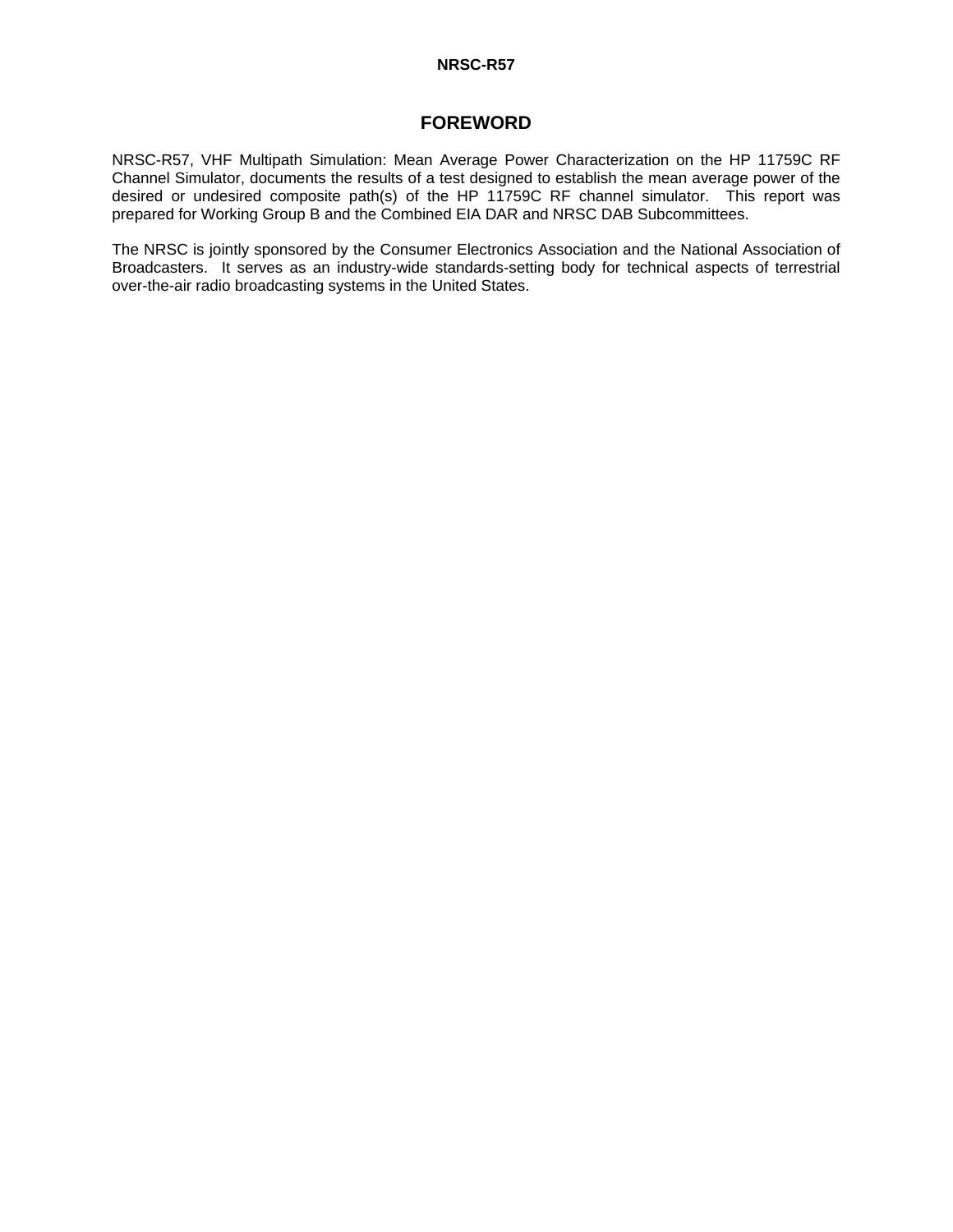# FOREWORD

NRSC-R57, VHF Multipath Simulation: Mean Average Power Characterization on the HP 11759C RF Channel Simulator, documents the results of a test designed to establish the mean average power of the desired or undesired composite path(s) of the HP 11759C RF channel simulator. This report was prepared for Working Group B and the Combined EIA DAR and NRSC DAB Subcommittees.

The NRSC is jointly sponsored by the Consumer Electronics Association and the National Association of Broadcasters. It serves as an industry-wide standards-setting body for technical aspects of terrestrial over-the-air radio broadcasting systems in the United States.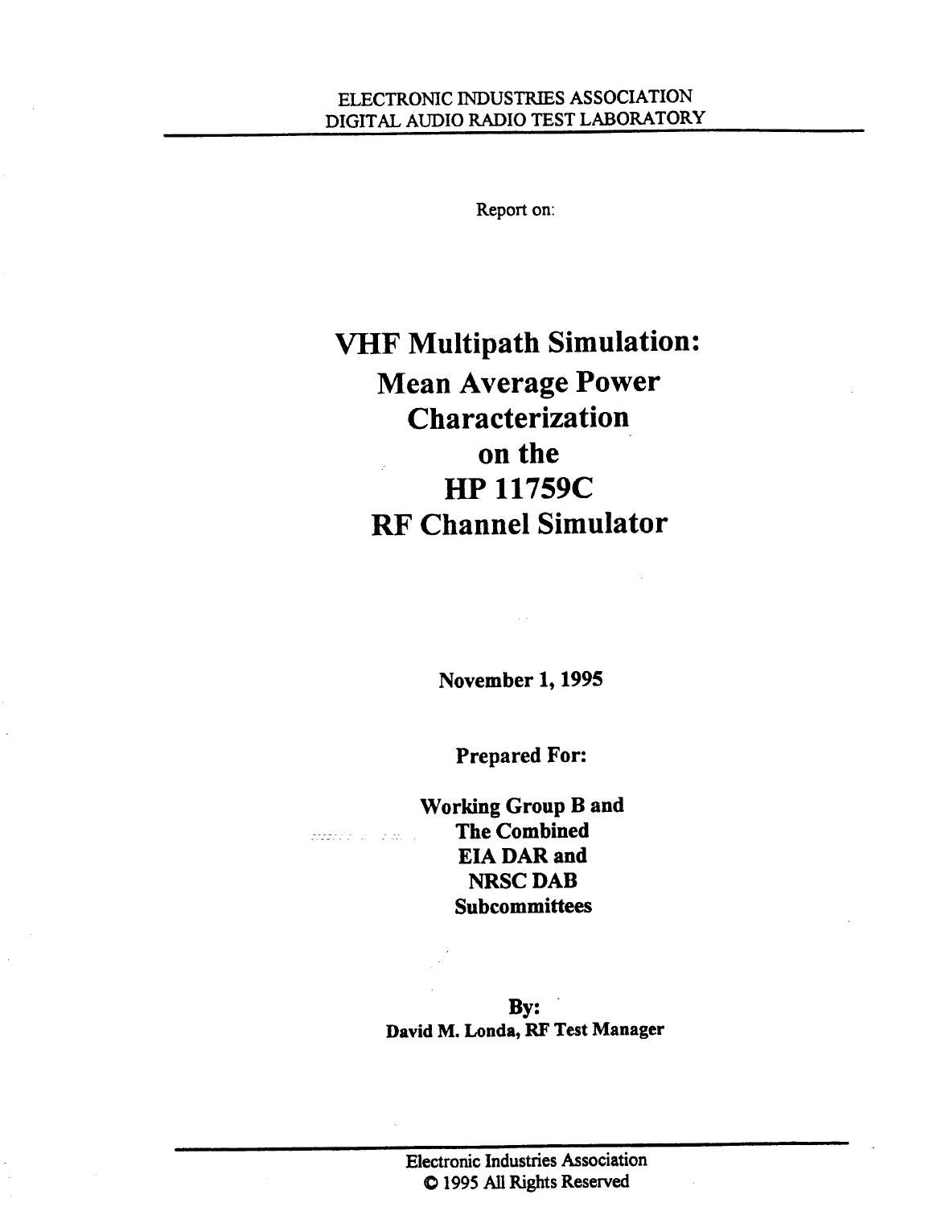ELECTRONIC INDUSTRIES ASSOCIATION
DIGITAL AUDIO RADIO TEST LABORATORY

Report on:

# VHF Multipath Simulation: Mean Average Power Characterization on the HP 11759C RF Channel Simulator

**November 1, 1995**

**Prepared For:**

**Working Group B and
The Combined
EIA DAR and
NRSC DAB
Subcommittees**

**By:**
**David M. Londa, RF Test Manager**

Electronic Industries Association
© 1995 All Rights Reserved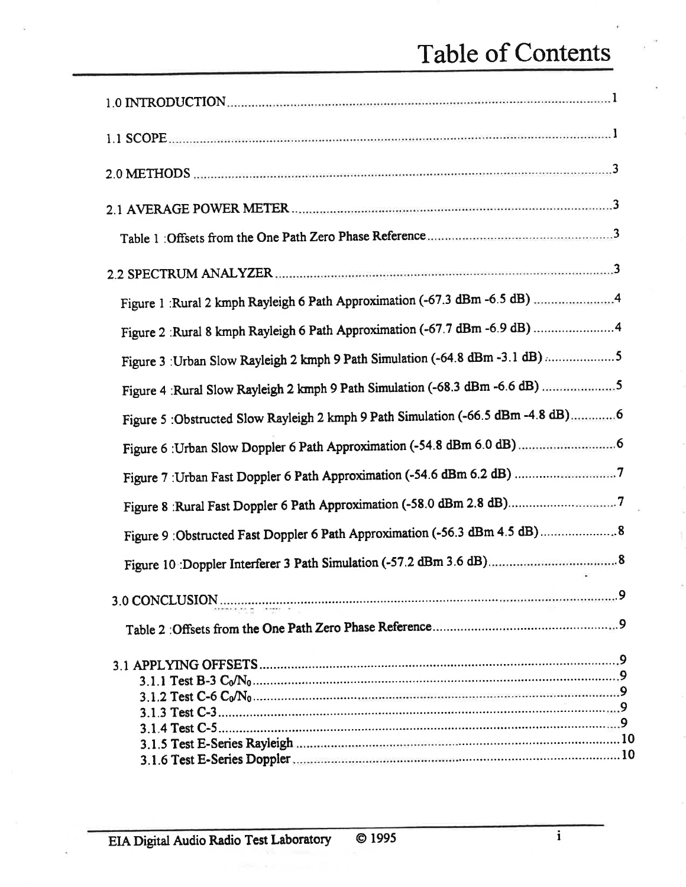# Table of Contents

1.0 INTRODUCTION ........................................................................................................ 1

1.1 SCOPE ........................................................................................................................ 1

2.0 METHODS ................................................................................................................... 3

2.1 AVERAGE POWER METER ........................................................................................ 3

Table 1 :Offsets from the One Path Zero Phase Reference ............................................ 3

2.2 SPECTRUM ANALYZER ............................................................................................. 3

Figure 1 :Rural 2 kmph Rayleigh 6 Path Approximation (-67.3 dBm -6.5 dB) ............... 4

Figure 2 :Rural 8 kmph Rayleigh 6 Path Approximation (-67.7 dBm -6.9 dB) ............... 4

Figure 3 :Urban Slow Rayleigh 2 kmph 9 Path Simulation (-64.8 dBm -3.1 dB) ............ 5

Figure 4 :Rural Slow Rayleigh 2 kmph 9 Path Simulation (-68.3 dBm -6.6 dB) ............. 5

Figure 5 :Obstructed Slow Rayleigh 2 kmph 9 Path Simulation (-66.5 dBm -4.8 dB) ..... 6

Figure 6 :Urban Slow Doppler 6 Path Approximation (-54.8 dBm 6.0 dB) .................... 6

Figure 7 :Urban Fast Doppler 6 Path Approximation (-54.6 dBm 6.2 dB) ..................... 7

Figure 8 :Rural Fast Doppler 6 Path Approximation (-58.0 dBm 2.8 dB) ....................... 7

Figure 9 :Obstructed Fast Doppler 6 Path Approximation (-56.3 dBm 4.5 dB) .............. 8

Figure 10 :Doppler Interferer 3 Path Simulation (-57.2 dBm 3.6 dB) ............................ 8

3.0 CONCLUSION ............................................................................................................. 9

Table 2 :Offsets from the One Path Zero Phase Reference ............................................ 9

3.1 APPLYING OFFSETS .................................................................................................. 9

3.1.1 Test B-3 $C_0/N_0$ ......................................................................................... 9

3.1.2 Test C-6 $C_0/N_0$ ......................................................................................... 9

3.1.3 Test C-3 .................................................................................................................. 9

3.1.4 Test C-5 .................................................................................................................. 9

3.1.5 Test E-Series Rayleigh ......................................................................................... 10

3.1.6 Test E-Series Doppler ........................................................................................... 10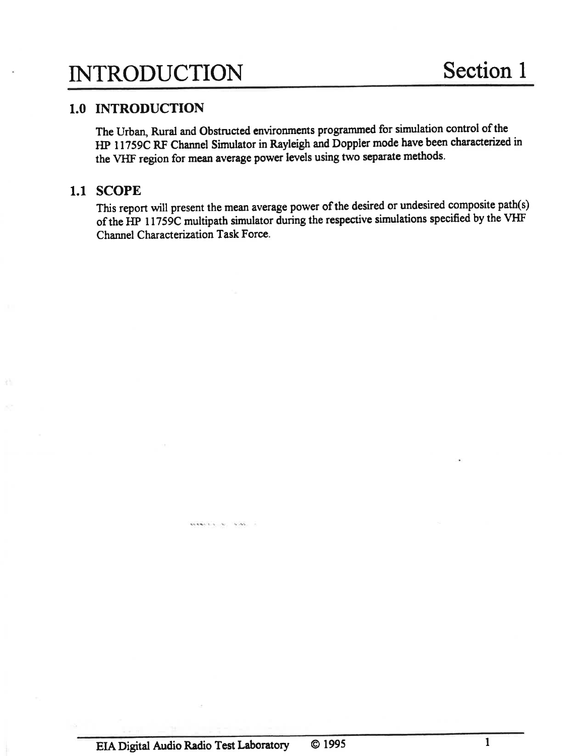# INTRODUCTION — Section 1

## 1.0 INTRODUCTION

The Urban, Rural and Obstructed environments programmed for simulation control of the HP 11759C RF Channel Simulator in Rayleigh and Doppler mode have been characterized in the VHF region for mean average power levels using two separate methods.

## 1.1 SCOPE

This report will present the mean average power of the desired or undesired composite path(s) of the HP 11759C multipath simulator during the respective simulations specified by the VHF Channel Characterization Task Force.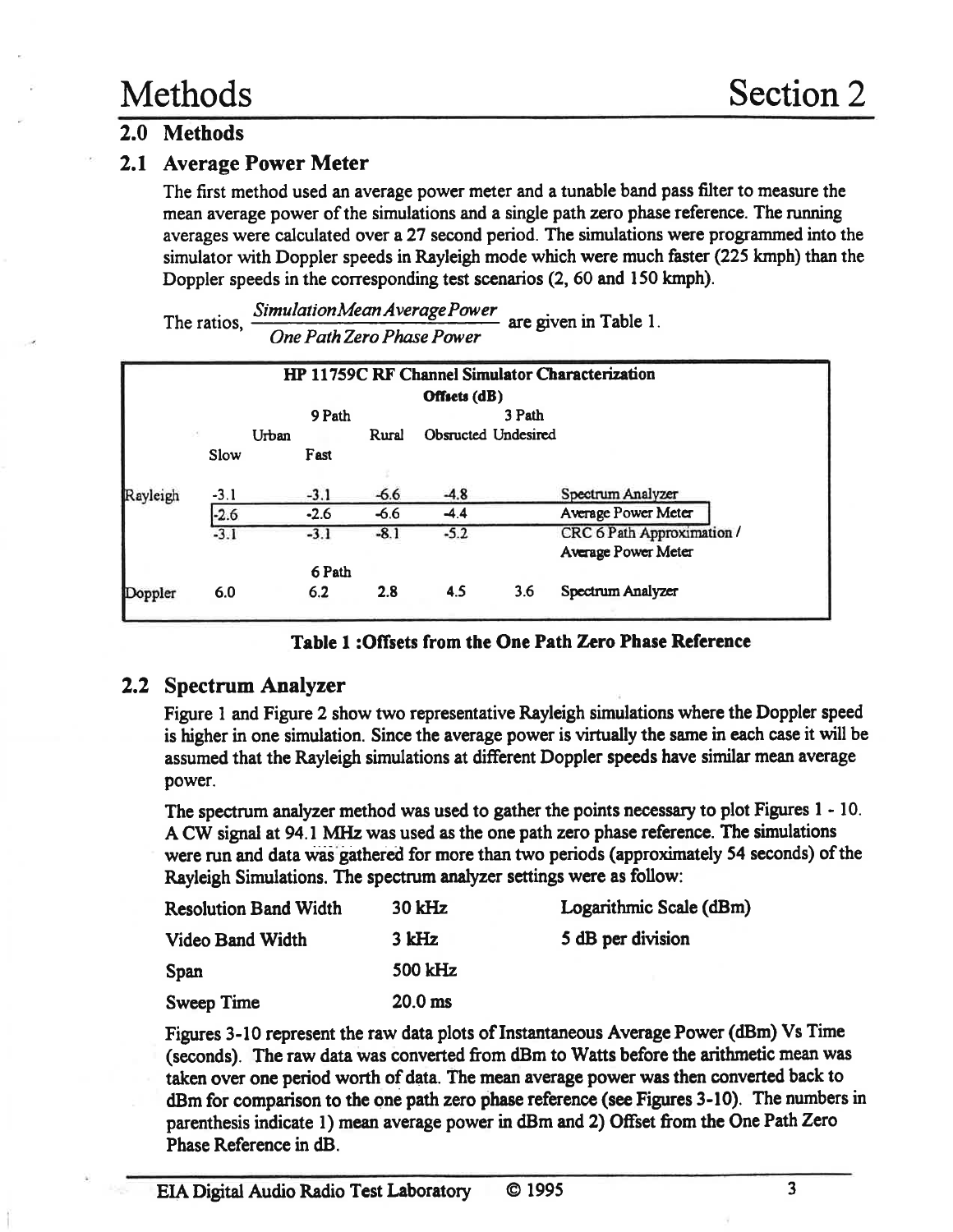# Methods

## 2.0 Methods

### 2.1 Average Power Meter

The first method used an average power meter and a tunable band pass filter to measure the mean average power of the simulations and a single path zero phase reference. The running averages were calculated over a 27 second period. The simulations were programmed into the simulator with Doppler speeds in Rayleigh mode which were much faster (225 kmph) than the Doppler speeds in the corresponding test scenarios (2, 60 and 150 kmph).

The ratios, $\frac{Simulation Mean Average Power}{One Path Zero Phase Power}$ are given in Table 1.

| HP 11759C RF Channel Simulator Characterization | | | | | | |
|---|---|---|---|---|---|---|
| Offsets (dB) | | | | | | |
| | 9 Path | | | 3 Path | | |
| | Urban | | Rural | Obsructed | Undesired | |
| | Slow | Fast | | | | |
| Rayleigh | -3.1 | -3.1 | -6.6 | -4.8 | | Spectrum Analyzer |
| | -2.6 | -2.6 | -6.6 | -4.4 | | Average Power Meter |
| | -3.1 | -3.1 | -8.1 | -5.2 | | CRC 6 Path Approximation / Average Power Meter |
| | | 6 Path | | | | |
| Doppler | 6.0 | 6.2 | 2.8 | 4.5 | 3.6 | Spectrum Analyzer |

**Table 1 :Offsets from the One Path Zero Phase Reference**

### 2.2 Spectrum Analyzer

Figure 1 and Figure 2 show two representative Rayleigh simulations where the Doppler speed is higher in one simulation. Since the average power is virtually the same in each case it will be assumed that the Rayleigh simulations at different Doppler speeds have similar mean average power.

The spectrum analyzer method was used to gather the points necessary to plot Figures 1 - 10. A CW signal at 94.1 MHz was used as the one path zero phase reference. The simulations were run and data was gathered for more than two periods (approximately 54 seconds) of the Rayleigh Simulations. The spectrum analyzer settings were as follow:

| | | |
|---|---|---|
| Resolution Band Width | 30 kHz | Logarithmic Scale (dBm) |
| Video Band Width | 3 kHz | 5 dB per division |
| Span | 500 kHz | |
| Sweep Time | 20.0 ms | |

Figures 3-10 represent the raw data plots of Instantaneous Average Power (dBm) Vs Time (seconds). The raw data was converted from dBm to Watts before the arithmetic mean was taken over one period worth of data. The mean average power was then converted back to dBm for comparison to the one path zero phase reference (see Figures 3-10). The numbers in parenthesis indicate 1) mean average power in dBm and 2) Offset from the One Path Zero Phase Reference in dB.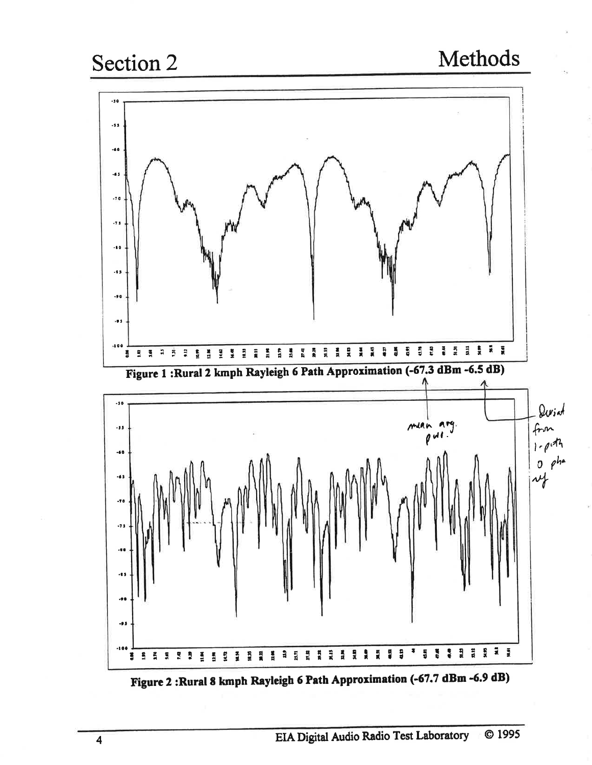# Section 2 Methods

Figure 1 :Rural 2 kmph Rayleigh 6 Path Approximation (-67.3 dBm -6.5 dB)

Figure 2 :Rural 8 kmph Rayleigh 6 Path Approximation (-67.7 dBm -6.9 dB)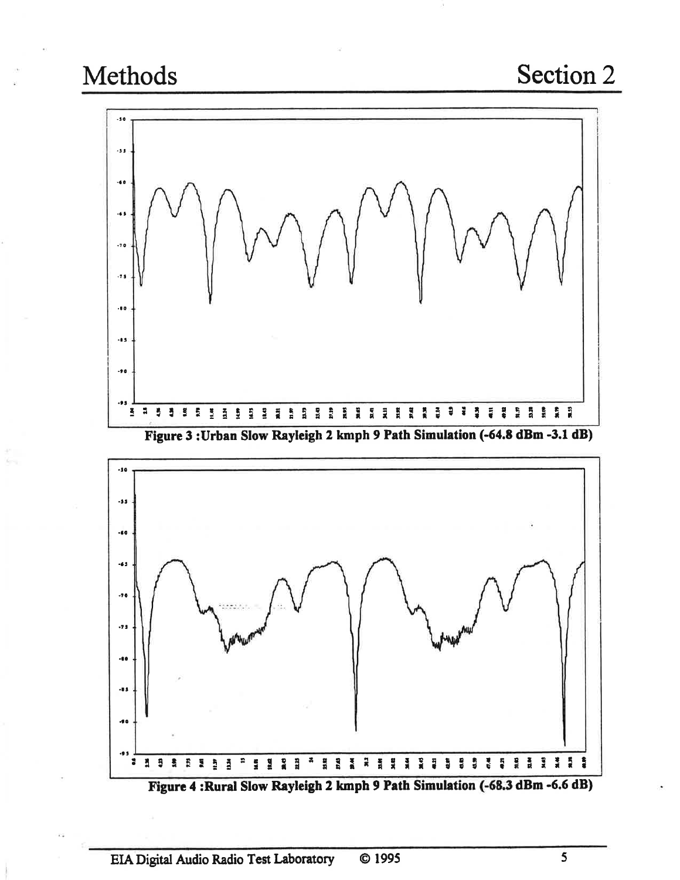Figure 3 :Urban Slow Rayleigh 2 kmph 9 Path Simulation (-64.8 dBm -3.1 dB)

Figure 4 :Rural Slow Rayleigh 2 kmph 9 Path Simulation (-68.3 dBm -6.6 dB)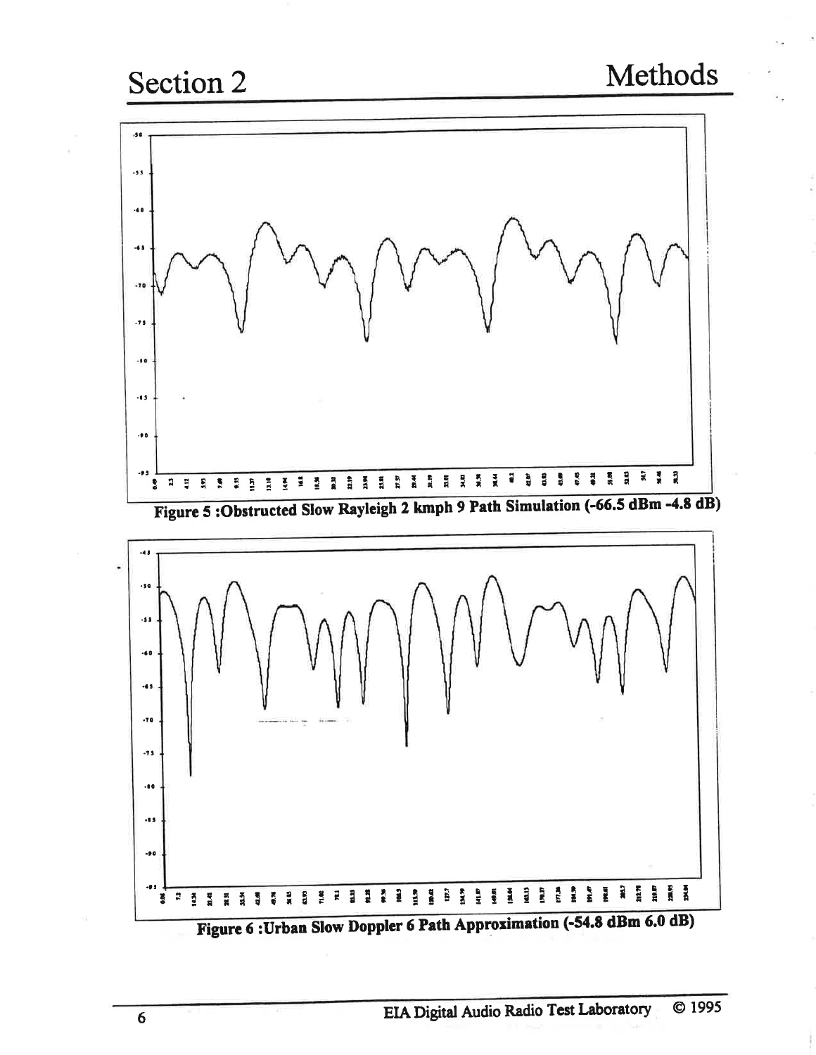Figure 5 :Obstructed Slow Rayleigh 2 kmph 9 Path Simulation (-66.5 dBm -4.8 dB)

Figure 6 :Urban Slow Doppler 6 Path Approximation (-54.8 dBm 6.0 dB)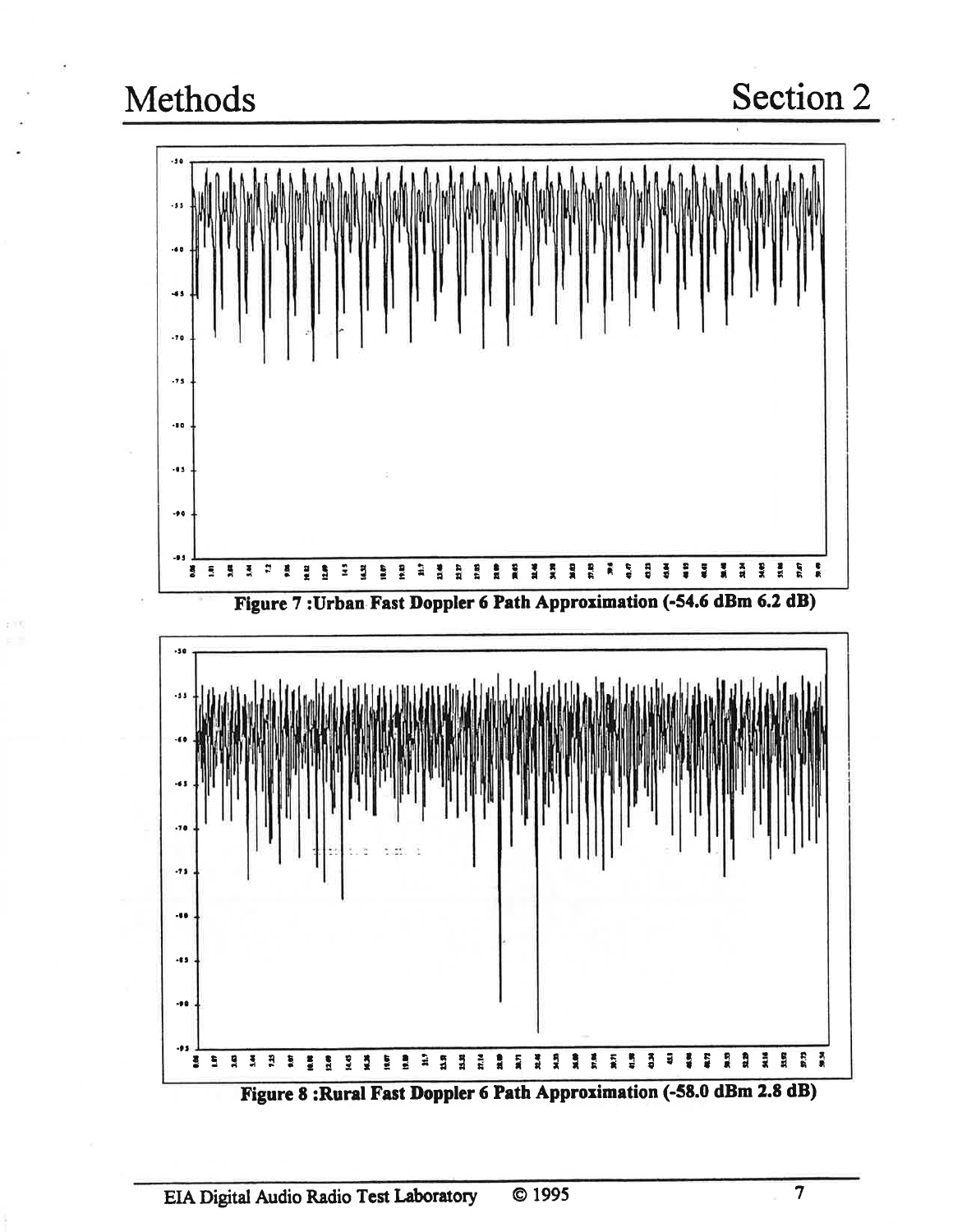Figure 7 :Urban Fast Doppler 6 Path Approximation (-54.6 dBm 6.2 dB)

Figure 8 :Rural Fast Doppler 6 Path Approximation (-58.0 dBm 2.8 dB)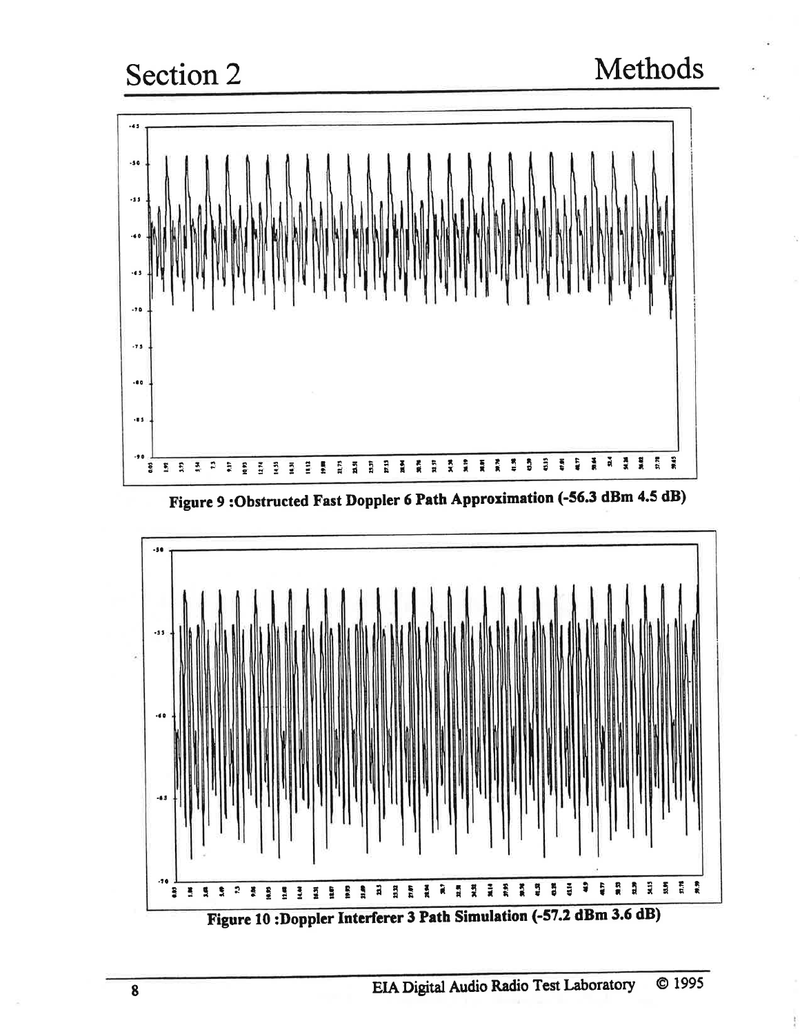Figure 9 :Obstructed Fast Doppler 6 Path Approximation (-56.3 dBm 4.5 dB)

Figure 10 :Doppler Interferer 3 Path Simulation (-57.2 dBm 3.6 dB)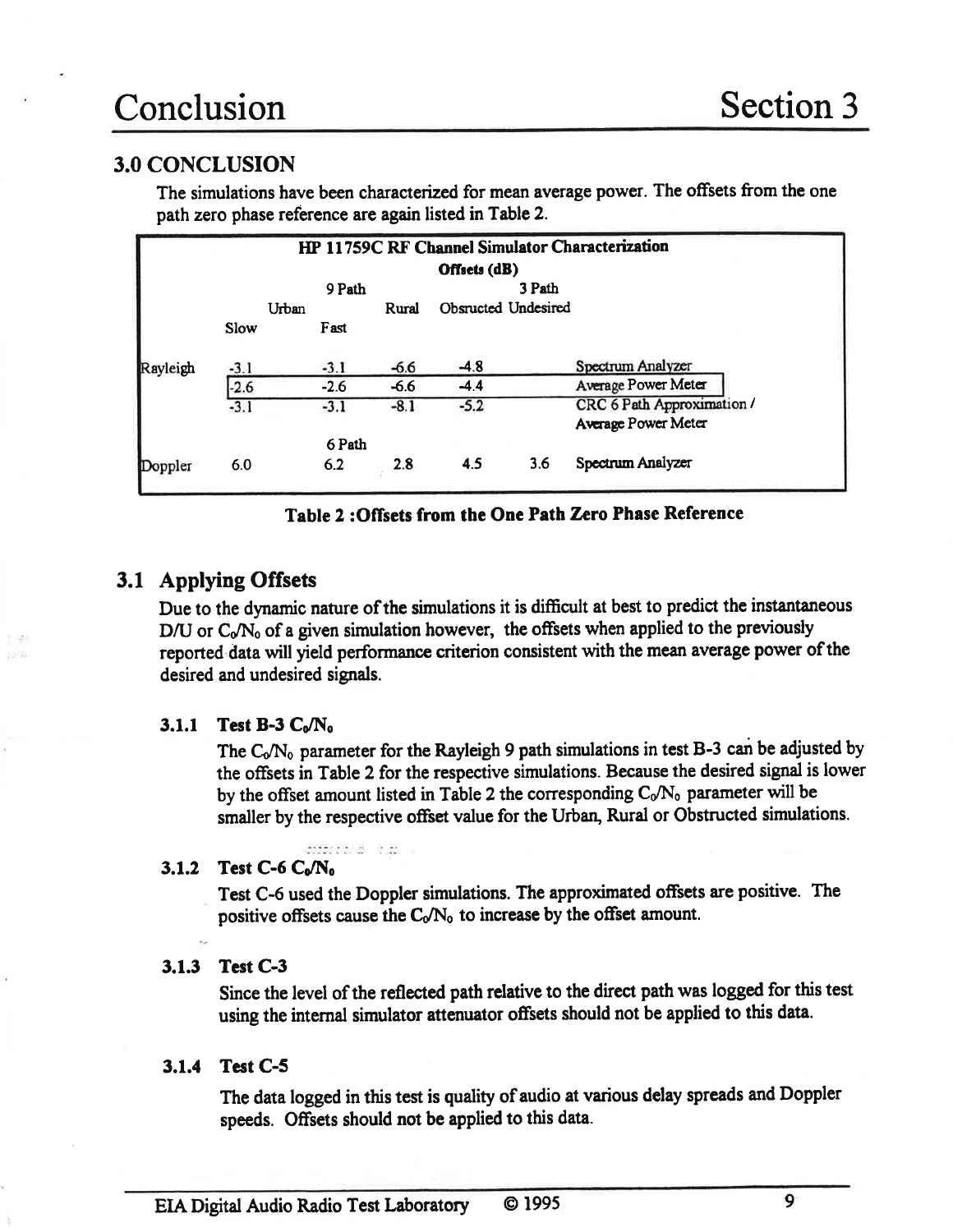## 3.0 CONCLUSION

The simulations have been characterized for mean average power. The offsets from the one path zero phase reference are again listed in Table 2.

| HP 11759C RF Channel Simulator Characterization | | | | | | |
|---|---|---|---|---|---|---|
| Offsets (dB) | | | | | | |
| | 9 Path | | | 3 Path | | |
| | Urban | | Rural | Obsructed | Undesired | |
| | Slow | Fast | | | | |
| Rayleigh | -3.1 | -3.1 | -6.6 | -4.8 | | Spectrum Analyzer |
| | -2.6 | -2.6 | -6.6 | -4.4 | | Average Power Meter |
| | -3.1 | -3.1 | -8.1 | -5.2 | | CRC 6 Path Approximation / Average Power Meter |
| | | 6 Path | | | | |
| Doppler | 6.0 | 6.2 | 2.8 | 4.5 | 3.6 | Spectrum Analyzer |

**Table 2 :Offsets from the One Path Zero Phase Reference**

## 3.1 Applying Offsets

Due to the dynamic nature of the simulations it is difficult at best to predict the instantaneous D/U or $C_0/N_0$ of a given simulation however, the offsets when applied to the previously reported data will yield performance criterion consistent with the mean average power of the desired and undesired signals.

### 3.1.1 Test B-3 $C_0/N_0$

The $C_0/N_0$ parameter for the Rayleigh 9 path simulations in test B-3 can be adjusted by the offsets in Table 2 for the respective simulations. Because the desired signal is lower by the offset amount listed in Table 2 the corresponding $C_0/N_0$ parameter will be smaller by the respective offset value for the Urban, Rural or Obstructed simulations.

### 3.1.2 Test C-6 $C_0/N_0$

Test C-6 used the Doppler simulations. The approximated offsets are positive. The positive offsets cause the $C_0/N_0$ to increase by the offset amount.

### 3.1.3 Test C-3

Since the level of the reflected path relative to the direct path was logged for this test using the internal simulator attenuator offsets should not be applied to this data.

### 3.1.4 Test C-5

The data logged in this test is quality of audio at various delay spreads and Doppler speeds. Offsets should not be applied to this data.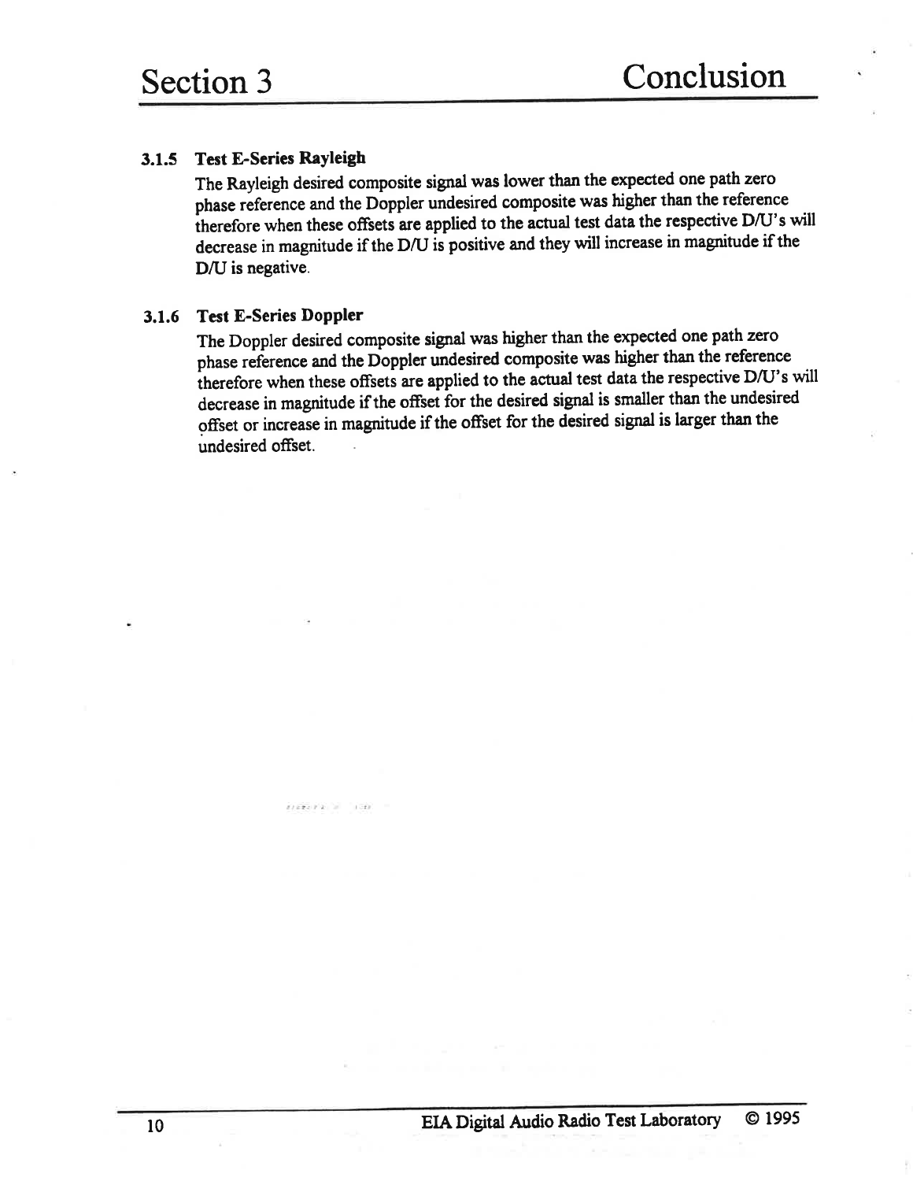### 3.1.5 Test E-Series Rayleigh

The Rayleigh desired composite signal was lower than the expected one path zero phase reference and the Doppler undesired composite was higher than the reference therefore when these offsets are applied to the actual test data the respective D/U's will decrease in magnitude if the D/U is positive and they will increase in magnitude if the D/U is negative.

### 3.1.6 Test E-Series Doppler

The Doppler desired composite signal was higher than the expected one path zero phase reference and the Doppler undesired composite was higher than the reference therefore when these offsets are applied to the actual test data the respective D/U's will decrease in magnitude if the offset for the desired signal is smaller than the undesired offset or increase in magnitude if the offset for the desired signal is larger than the undesired offset.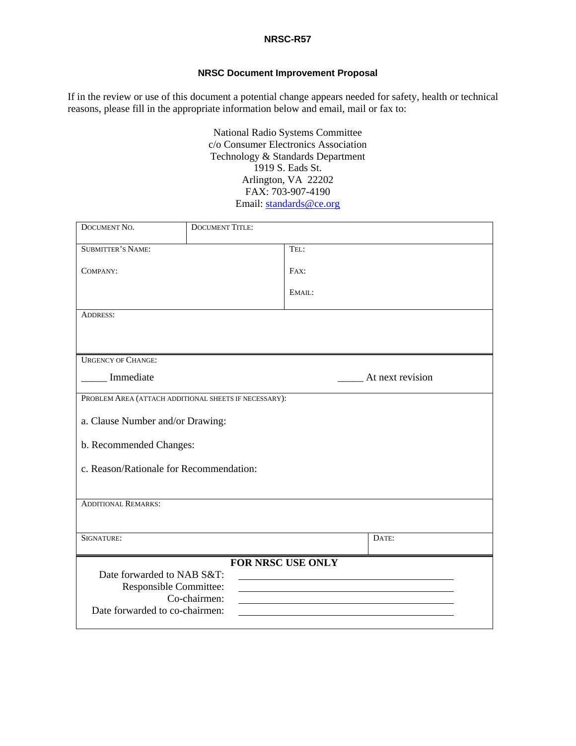NRSC-R57

## NRSC Document Improvement Proposal

If in the review or use of this document a potential change appears needed for safety, health or technical reasons, please fill in the appropriate information below and email, mail or fax to:

National Radio Systems Committee
c/o Consumer Electronics Association
Technology & Standards Department
1919 S. Eads St.
Arlington, VA 22202
FAX: 703-907-4190
Email: standards@ce.org

| DOCUMENT NO. | DOCUMENT TITLE: | |
|---|---|---|
| SUBMITTER'S NAME:<br><br>COMPANY: | | TEL:<br><br>FAX:<br><br>EMAIL: |
| ADDRESS: | | |
| URGENCY OF CHANGE:<br><br>_____ Immediate | | _____ At next revision |
| PROBLEM AREA (ATTACH ADDITIONAL SHEETS IF NECESSARY):<br><br>a. Clause Number and/or Drawing:<br><br>b. Recommended Changes:<br><br>c. Reason/Rationale for Recommendation: | | |
| ADDITIONAL REMARKS: | | |
| SIGNATURE: | | DATE: |

**FOR NRSC USE ONLY**

Date forwarded to NAB S&T: ______________________________

Responsible Committee: ______________________________

Co-chairmen: ______________________________

Date forwarded to co-chairmen: ______________________________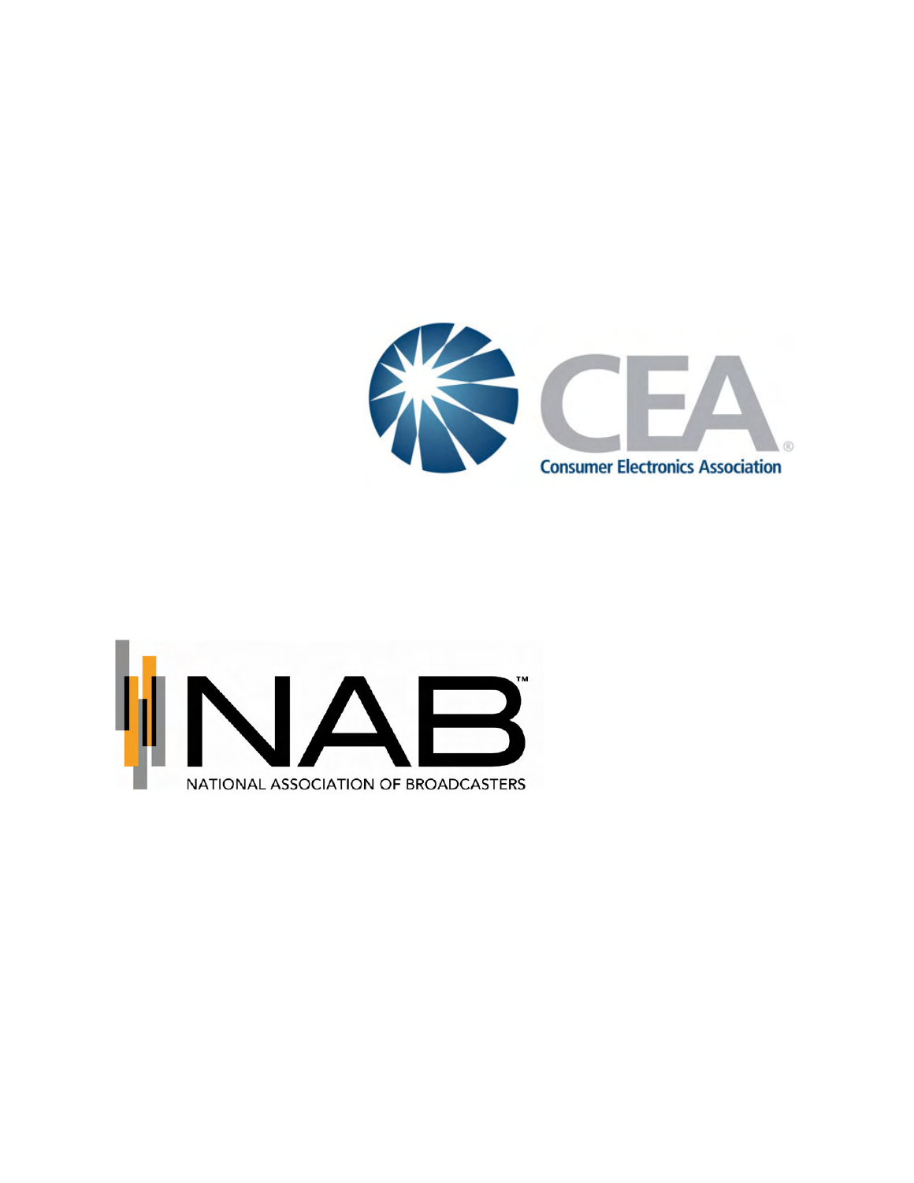CEA

Consumer Electronics Association

NAB

NATIONAL ASSOCIATION OF BROADCASTERS